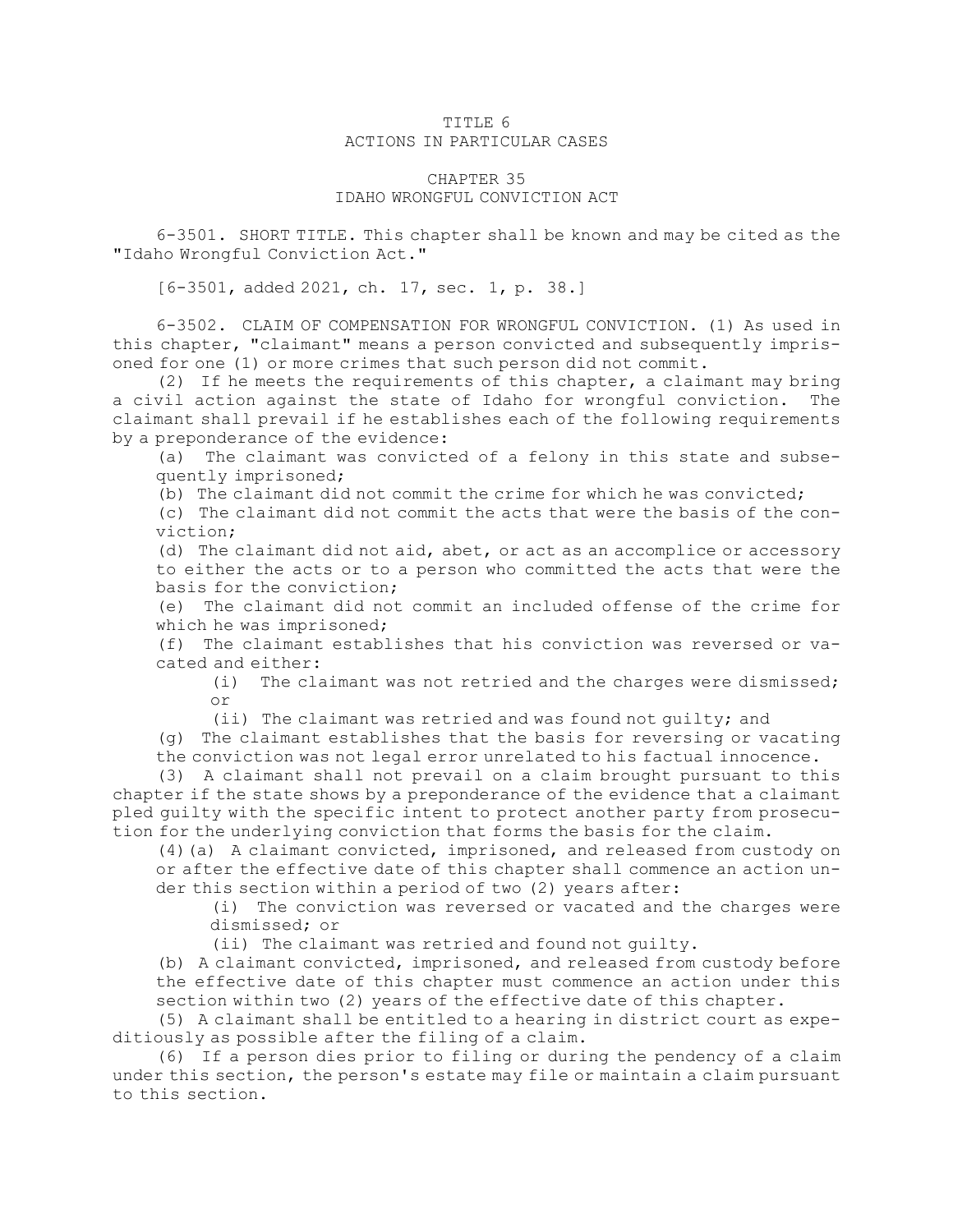# TITLE 6
# ACTIONS IN PARTICULAR CASES

## CHAPTER 35
## IDAHO WRONGFUL CONVICTION ACT

6-3501. SHORT TITLE. This chapter shall be known and may be cited as the "Idaho Wrongful Conviction Act."

[6-3501, added 2021, ch. 17, sec. 1, p. 38.]

6-3502. CLAIM OF COMPENSATION FOR WRONGFUL CONVICTION. (1) As used in this chapter, "claimant" means a person convicted and subsequently imprisoned for one (1) or more crimes that such person did not commit.

(2) If he meets the requirements of this chapter, a claimant may bring a civil action against the state of Idaho for wrongful conviction. The claimant shall prevail if he establishes each of the following requirements by a preponderance of the evidence:

(a) The claimant was convicted of a felony in this state and subsequently imprisoned;

(b) The claimant did not commit the crime for which he was convicted;

(c) The claimant did not commit the acts that were the basis of the conviction;

(d) The claimant did not aid, abet, or act as an accomplice or accessory to either the acts or to a person who committed the acts that were the basis for the conviction;

(e) The claimant did not commit an included offense of the crime for which he was imprisoned;

(f) The claimant establishes that his conviction was reversed or vacated and either:

(i) The claimant was not retried and the charges were dismissed; or

(ii) The claimant was retried and was found not guilty; and

(g) The claimant establishes that the basis for reversing or vacating the conviction was not legal error unrelated to his factual innocence.

(3) A claimant shall not prevail on a claim brought pursuant to this chapter if the state shows by a preponderance of the evidence that a claimant pled guilty with the specific intent to protect another party from prosecution for the underlying conviction that forms the basis for the claim.

(4)(a) A claimant convicted, imprisoned, and released from custody on or after the effective date of this chapter shall commence an action under this section within a period of two (2) years after:

(i) The conviction was reversed or vacated and the charges were dismissed; or

(ii) The claimant was retried and found not guilty.

(b) A claimant convicted, imprisoned, and released from custody before the effective date of this chapter must commence an action under this section within two (2) years of the effective date of this chapter.

(5) A claimant shall be entitled to a hearing in district court as expeditiously as possible after the filing of a claim.

(6) If a person dies prior to filing or during the pendency of a claim under this section, the person's estate may file or maintain a claim pursuant to this section.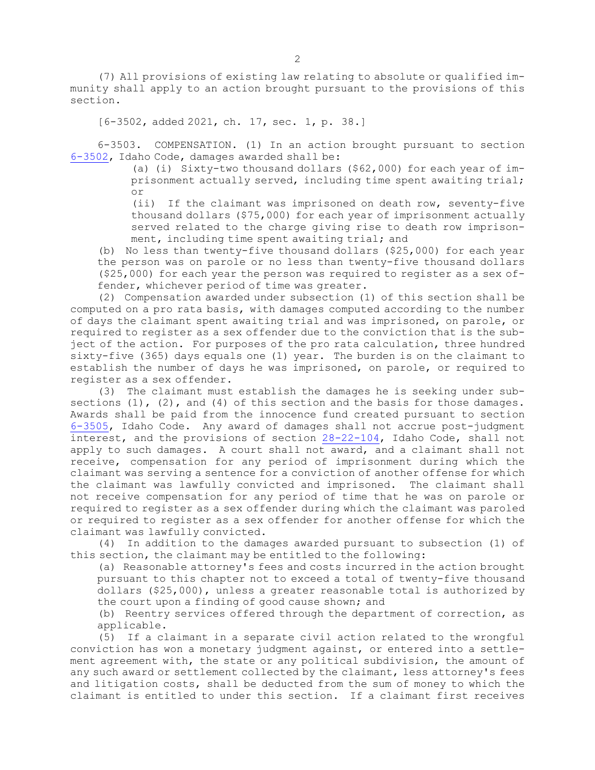(7) All provisions of existing law relating to absolute or qualified immunity shall apply to an action brought pursuant to the provisions of this section.

[6-3502, added 2021, ch. 17, sec. 1, p. 38.]

6-3503. COMPENSATION. (1) In an action brought pursuant to section 6-3502, Idaho Code, damages awarded shall be:

(a) (i) Sixty-two thousand dollars ($62,000) for each year of imprisonment actually served, including time spent awaiting trial; or

(ii) If the claimant was imprisoned on death row, seventy-five thousand dollars ($75,000) for each year of imprisonment actually served related to the charge giving rise to death row imprisonment, including time spent awaiting trial; and

(b) No less than twenty-five thousand dollars ($25,000) for each year the person was on parole or no less than twenty-five thousand dollars ($25,000) for each year the person was required to register as a sex offender, whichever period of time was greater.

(2) Compensation awarded under subsection (1) of this section shall be computed on a pro rata basis, with damages computed according to the number of days the claimant spent awaiting trial and was imprisoned, on parole, or required to register as a sex offender due to the conviction that is the subject of the action. For purposes of the pro rata calculation, three hundred sixty-five (365) days equals one (1) year. The burden is on the claimant to establish the number of days he was imprisoned, on parole, or required to register as a sex offender.

(3) The claimant must establish the damages he is seeking under subsections (1), (2), and (4) of this section and the basis for those damages. Awards shall be paid from the innocence fund created pursuant to section 6-3505, Idaho Code. Any award of damages shall not accrue post-judgment interest, and the provisions of section 28-22-104, Idaho Code, shall not apply to such damages. A court shall not award, and a claimant shall not receive, compensation for any period of imprisonment during which the claimant was serving a sentence for a conviction of another offense for which the claimant was lawfully convicted and imprisoned. The claimant shall not receive compensation for any period of time that he was on parole or required to register as a sex offender during which the claimant was paroled or required to register as a sex offender for another offense for which the claimant was lawfully convicted.

(4) In addition to the damages awarded pursuant to subsection (1) of this section, the claimant may be entitled to the following:

(a) Reasonable attorney's fees and costs incurred in the action brought pursuant to this chapter not to exceed a total of twenty-five thousand dollars ($25,000), unless a greater reasonable total is authorized by the court upon a finding of good cause shown; and

(b) Reentry services offered through the department of correction, as applicable.

(5) If a claimant in a separate civil action related to the wrongful conviction has won a monetary judgment against, or entered into a settlement agreement with, the state or any political subdivision, the amount of any such award or settlement collected by the claimant, less attorney's fees and litigation costs, shall be deducted from the sum of money to which the claimant is entitled to under this section. If a claimant first receives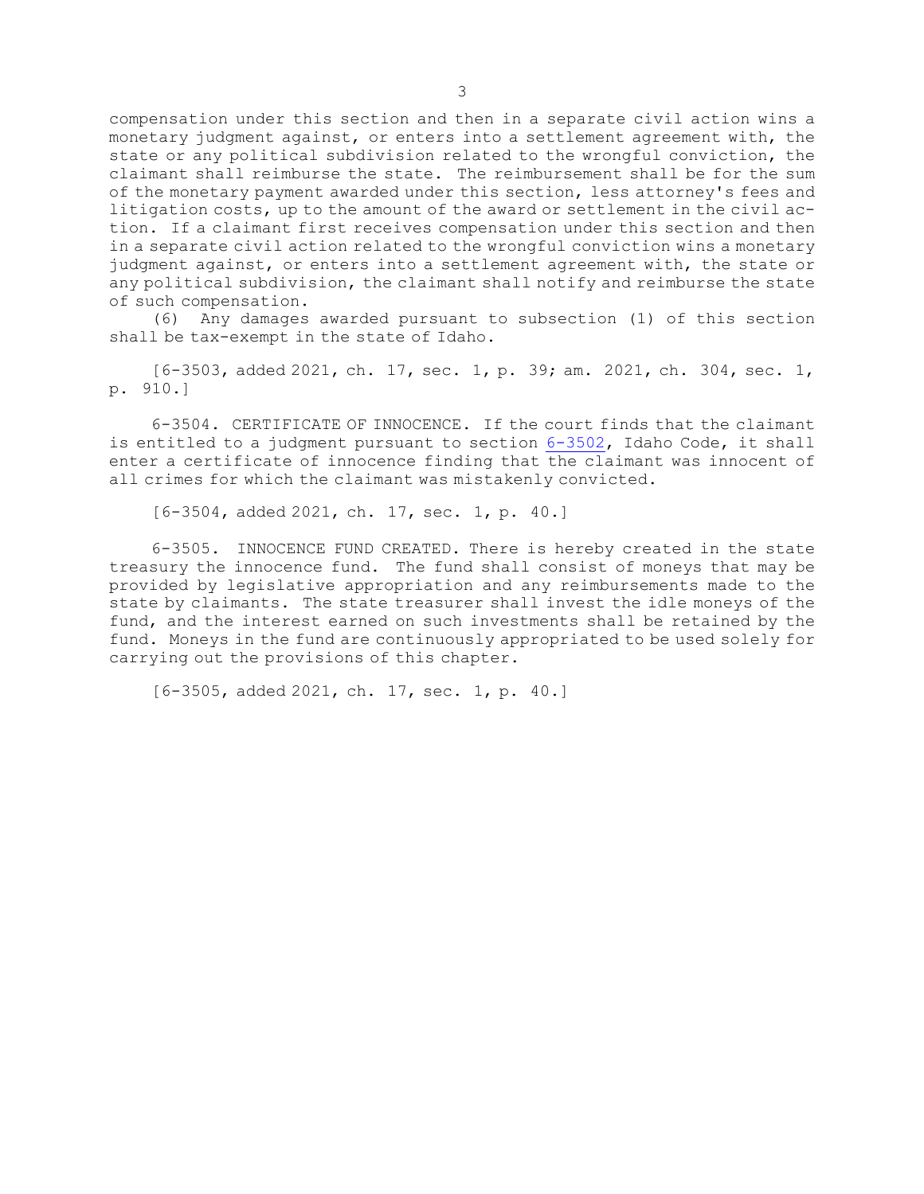compensation under this section and then in a separate civil action wins a monetary judgment against, or enters into a settlement agreement with, the state or any political subdivision related to the wrongful conviction, the claimant shall reimburse the state. The reimbursement shall be for the sum of the monetary payment awarded under this section, less attorney's fees and litigation costs, up to the amount of the award or settlement in the civil action. If a claimant first receives compensation under this section and then in a separate civil action related to the wrongful conviction wins a monetary judgment against, or enters into a settlement agreement with, the state or any political subdivision, the claimant shall notify and reimburse the state of such compensation.

(6) Any damages awarded pursuant to subsection (1) of this section shall be tax-exempt in the state of Idaho.

[6-3503, added 2021, ch. 17, sec. 1, p. 39; am. 2021, ch. 304, sec. 1, p. 910.]

6-3504. CERTIFICATE OF INNOCENCE. If the court finds that the claimant is entitled to a judgment pursuant to section 6-3502, Idaho Code, it shall enter a certificate of innocence finding that the claimant was innocent of all crimes for which the claimant was mistakenly convicted.

[6-3504, added 2021, ch. 17, sec. 1, p. 40.]

6-3505. INNOCENCE FUND CREATED. There is hereby created in the state treasury the innocence fund. The fund shall consist of moneys that may be provided by legislative appropriation and any reimbursements made to the state by claimants. The state treasurer shall invest the idle moneys of the fund, and the interest earned on such investments shall be retained by the fund. Moneys in the fund are continuously appropriated to be used solely for carrying out the provisions of this chapter.

[6-3505, added 2021, ch. 17, sec. 1, p. 40.]